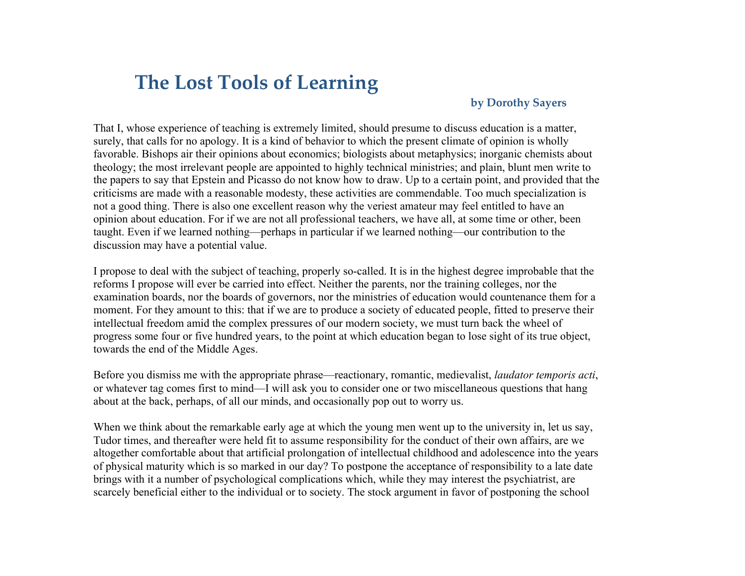# The Lost Tools of Learning

**by Dorothy Sayers**

That I, whose experience of teaching is extremely limited, should presume to discuss education is a matter, surely, that calls for no apology. It is a kind of behavior to which the present climate of opinion is wholly favorable. Bishops air their opinions about economics; biologists about metaphysics; inorganic chemists about theology; the most irrelevant people are appointed to highly technical ministries; and plain, blunt men write to the papers to say that Epstein and Picasso do not know how to draw. Up to a certain point, and provided that the criticisms are made with a reasonable modesty, these activities are commendable. Too much specialization is not a good thing. There is also one excellent reason why the veriest amateur may feel entitled to have an opinion about education. For if we are not all professional teachers, we have all, at some time or other, been taught. Even if we learned nothing—perhaps in particular if we learned nothing—our contribution to the discussion may have a potential value.

I propose to deal with the subject of teaching, properly so-called. It is in the highest degree improbable that the reforms I propose will ever be carried into effect. Neither the parents, nor the training colleges, nor the examination boards, nor the boards of governors, nor the ministries of education would countenance them for a moment. For they amount to this: that if we are to produce a society of educated people, fitted to preserve their intellectual freedom amid the complex pressures of our modern society, we must turn back the wheel of progress some four or five hundred years, to the point at which education began to lose sight of its true object, towards the end of the Middle Ages.

Before you dismiss me with the appropriate phrase—reactionary, romantic, medievalist, *laudator temporis acti*, or whatever tag comes first to mind—I will ask you to consider one or two miscellaneous questions that hang about at the back, perhaps, of all our minds, and occasionally pop out to worry us.

When we think about the remarkable early age at which the young men went up to the university in, let us say, Tudor times, and thereafter were held fit to assume responsibility for the conduct of their own affairs, are we altogether comfortable about that artificial prolongation of intellectual childhood and adolescence into the years of physical maturity which is so marked in our day? To postpone the acceptance of responsibility to a late date brings with it a number of psychological complications which, while they may interest the psychiatrist, are scarcely beneficial either to the individual or to society. The stock argument in favor of postponing the school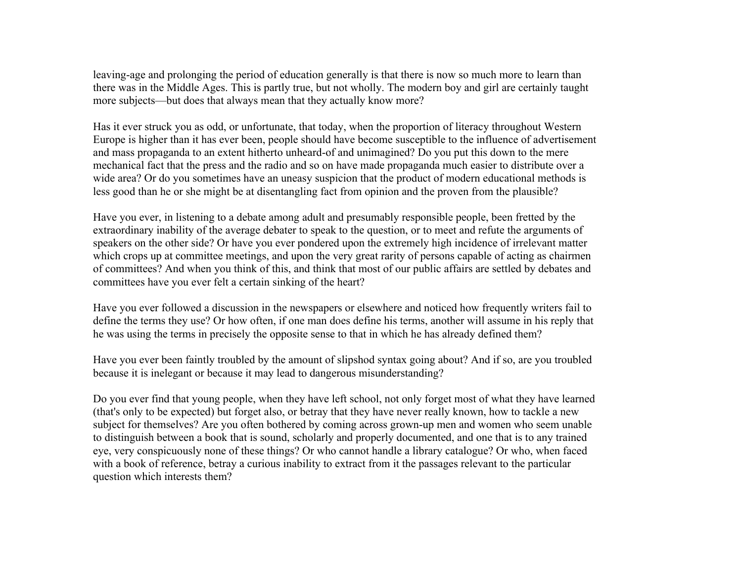leaving-age and prolonging the period of education generally is that there is now so much more to learn than there was in the Middle Ages. This is partly true, but not wholly. The modern boy and girl are certainly taught more subjects—but does that always mean that they actually know more?

Has it ever struck you as odd, or unfortunate, that today, when the proportion of literacy throughout Western Europe is higher than it has ever been, people should have become susceptible to the influence of advertisement and mass propaganda to an extent hitherto unheard-of and unimagined? Do you put this down to the mere mechanical fact that the press and the radio and so on have made propaganda much easier to distribute over a wide area? Or do you sometimes have an uneasy suspicion that the product of modern educational methods is less good than he or she might be at disentangling fact from opinion and the proven from the plausible?

Have you ever, in listening to a debate among adult and presumably responsible people, been fretted by the extraordinary inability of the average debater to speak to the question, or to meet and refute the arguments of speakers on the other side? Or have you ever pondered upon the extremely high incidence of irrelevant matter which crops up at committee meetings, and upon the very great rarity of persons capable of acting as chairmen of committees? And when you think of this, and think that most of our public affairs are settled by debates and committees have you ever felt a certain sinking of the heart?

Have you ever followed a discussion in the newspapers or elsewhere and noticed how frequently writers fail to define the terms they use? Or how often, if one man does define his terms, another will assume in his reply that he was using the terms in precisely the opposite sense to that in which he has already defined them?

Have you ever been faintly troubled by the amount of slipshod syntax going about? And if so, are you troubled because it is inelegant or because it may lead to dangerous misunderstanding?

Do you ever find that young people, when they have left school, not only forget most of what they have learned (that's only to be expected) but forget also, or betray that they have never really known, how to tackle a new subject for themselves? Are you often bothered by coming across grown-up men and women who seem unable to distinguish between a book that is sound, scholarly and properly documented, and one that is to any trained eye, very conspicuously none of these things? Or who cannot handle a library catalogue? Or who, when faced with a book of reference, betray a curious inability to extract from it the passages relevant to the particular question which interests them?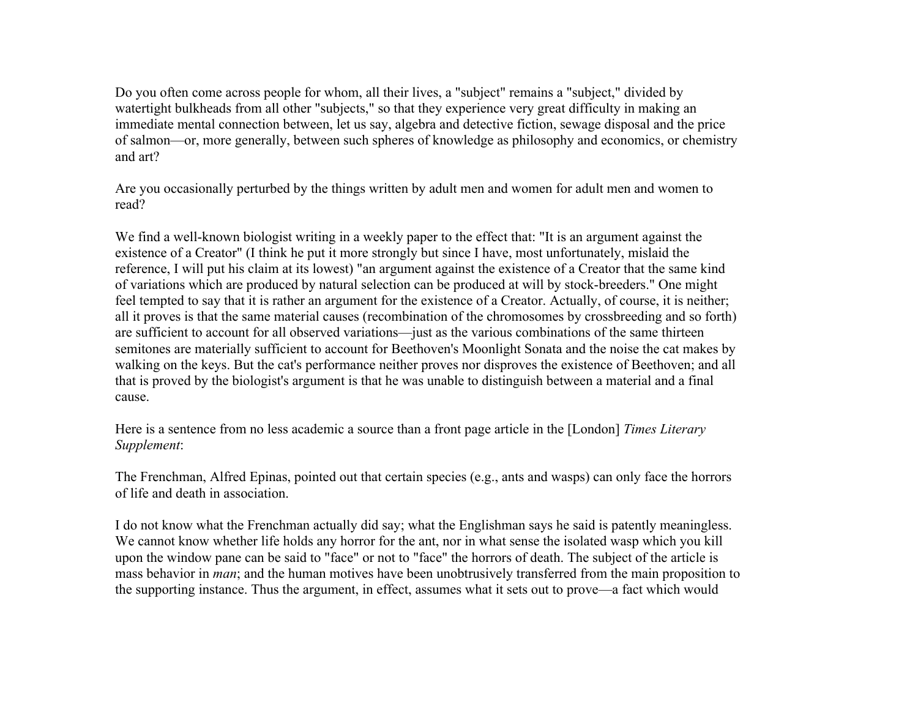Do you often come across people for whom, all their lives, a "subject" remains a "subject," divided by watertight bulkheads from all other "subjects," so that they experience very great difficulty in making an immediate mental connection between, let us say, algebra and detective fiction, sewage disposal and the price of salmon—or, more generally, between such spheres of knowledge as philosophy and economics, or chemistry and art?

Are you occasionally perturbed by the things written by adult men and women for adult men and women to read?

We find a well-known biologist writing in a weekly paper to the effect that: "It is an argument against the existence of a Creator" (I think he put it more strongly but since I have, most unfortunately, mislaid the reference, I will put his claim at its lowest) "an argument against the existence of a Creator that the same kind of variations which are produced by natural selection can be produced at will by stock-breeders." One might feel tempted to say that it is rather an argument for the existence of a Creator. Actually, of course, it is neither; all it proves is that the same material causes (recombination of the chromosomes by crossbreeding and so forth) are sufficient to account for all observed variations—just as the various combinations of the same thirteen semitones are materially sufficient to account for Beethoven's Moonlight Sonata and the noise the cat makes by walking on the keys. But the cat's performance neither proves nor disproves the existence of Beethoven; and all that is proved by the biologist's argument is that he was unable to distinguish between a material and a final cause.

Here is a sentence from no less academic a source than a front page article in the [London] *Times Literary Supplement*:

The Frenchman, Alfred Epinas, pointed out that certain species (e.g., ants and wasps) can only face the horrors of life and death in association.

I do not know what the Frenchman actually did say; what the Englishman says he said is patently meaningless. We cannot know whether life holds any horror for the ant, nor in what sense the isolated wasp which you kill upon the window pane can be said to "face" or not to "face" the horrors of death. The subject of the article is mass behavior in *man*; and the human motives have been unobtrusively transferred from the main proposition to the supporting instance. Thus the argument, in effect, assumes what it sets out to prove—a fact which would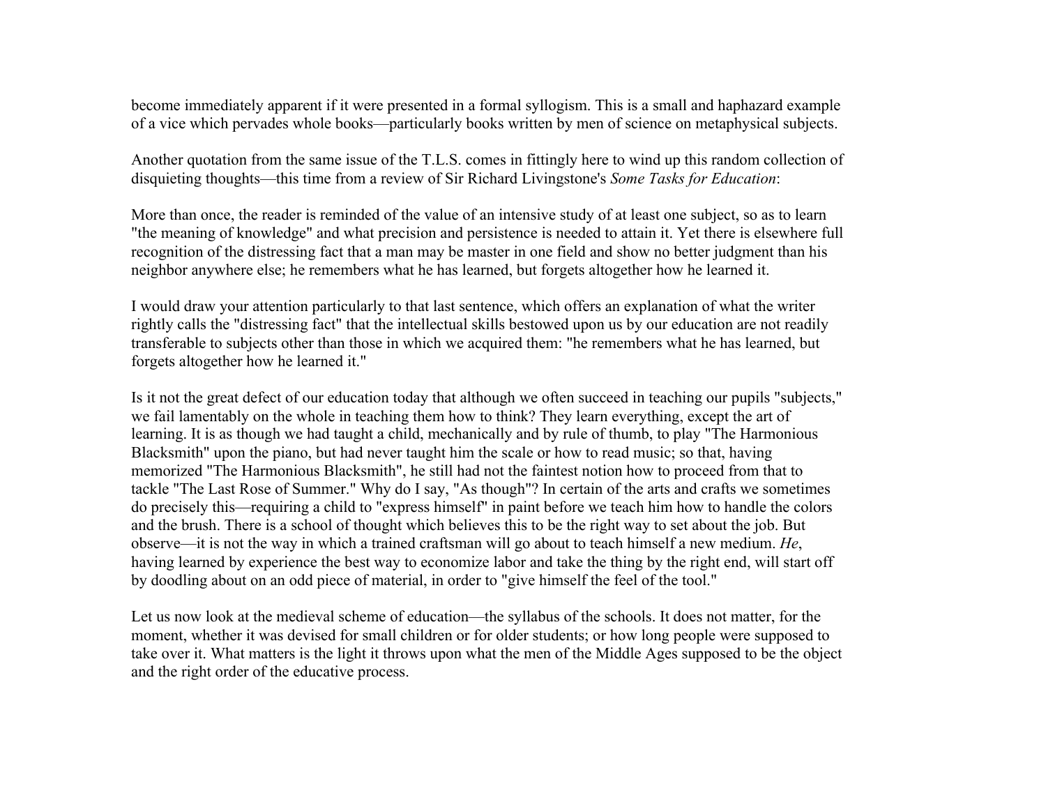become immediately apparent if it were presented in a formal syllogism. This is a small and haphazard example of a vice which pervades whole books—particularly books written by men of science on metaphysical subjects.

Another quotation from the same issue of the T.L.S. comes in fittingly here to wind up this random collection of disquieting thoughts—this time from a review of Sir Richard Livingstone's *Some Tasks for Education*:

More than once, the reader is reminded of the value of an intensive study of at least one subject, so as to learn "the meaning of knowledge" and what precision and persistence is needed to attain it. Yet there is elsewhere full recognition of the distressing fact that a man may be master in one field and show no better judgment than his neighbor anywhere else; he remembers what he has learned, but forgets altogether how he learned it.

I would draw your attention particularly to that last sentence, which offers an explanation of what the writer rightly calls the "distressing fact" that the intellectual skills bestowed upon us by our education are not readily transferable to subjects other than those in which we acquired them: "he remembers what he has learned, but forgets altogether how he learned it."

Is it not the great defect of our education today that although we often succeed in teaching our pupils "subjects," we fail lamentably on the whole in teaching them how to think? They learn everything, except the art of learning. It is as though we had taught a child, mechanically and by rule of thumb, to play "The Harmonious Blacksmith" upon the piano, but had never taught him the scale or how to read music; so that, having memorized "The Harmonious Blacksmith", he still had not the faintest notion how to proceed from that to tackle "The Last Rose of Summer." Why do I say, "As though"? In certain of the arts and crafts we sometimes do precisely this—requiring a child to "express himself" in paint before we teach him how to handle the colors and the brush. There is a school of thought which believes this to be the right way to set about the job. But observe—it is not the way in which a trained craftsman will go about to teach himself a new medium. *He*, having learned by experience the best way to economize labor and take the thing by the right end, will start off by doodling about on an odd piece of material, in order to "give himself the feel of the tool."

Let us now look at the medieval scheme of education—the syllabus of the schools. It does not matter, for the moment, whether it was devised for small children or for older students; or how long people were supposed to take over it. What matters is the light it throws upon what the men of the Middle Ages supposed to be the object and the right order of the educative process.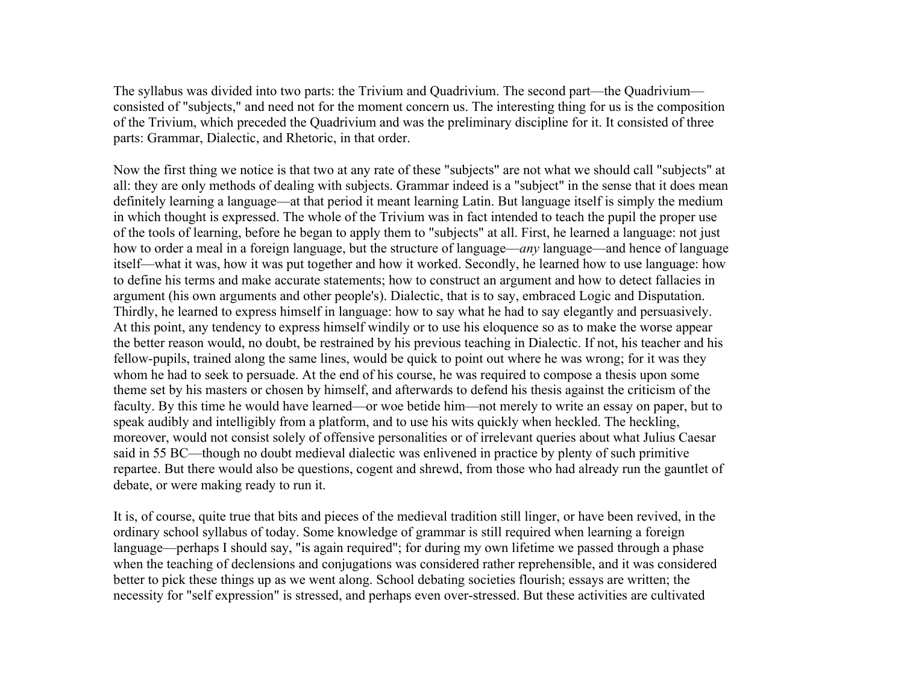The syllabus was divided into two parts: the Trivium and Quadrivium. The second part—the Quadrivium—consisted of "subjects," and need not for the moment concern us. The interesting thing for us is the composition of the Trivium, which preceded the Quadrivium and was the preliminary discipline for it. It consisted of three parts: Grammar, Dialectic, and Rhetoric, in that order.

Now the first thing we notice is that two at any rate of these "subjects" are not what we should call "subjects" at all: they are only methods of dealing with subjects. Grammar indeed is a "subject" in the sense that it does mean definitely learning a language—at that period it meant learning Latin. But language itself is simply the medium in which thought is expressed. The whole of the Trivium was in fact intended to teach the pupil the proper use of the tools of learning, before he began to apply them to "subjects" at all. First, he learned a language: not just how to order a meal in a foreign language, but the structure of language—*any* language—and hence of language itself—what it was, how it was put together and how it worked. Secondly, he learned how to use language: how to define his terms and make accurate statements; how to construct an argument and how to detect fallacies in argument (his own arguments and other people's). Dialectic, that is to say, embraced Logic and Disputation. Thirdly, he learned to express himself in language: how to say what he had to say elegantly and persuasively. At this point, any tendency to express himself windily or to use his eloquence so as to make the worse appear the better reason would, no doubt, be restrained by his previous teaching in Dialectic. If not, his teacher and his fellow-pupils, trained along the same lines, would be quick to point out where he was wrong; for it was they whom he had to seek to persuade. At the end of his course, he was required to compose a thesis upon some theme set by his masters or chosen by himself, and afterwards to defend his thesis against the criticism of the faculty. By this time he would have learned—or woe betide him—not merely to write an essay on paper, but to speak audibly and intelligibly from a platform, and to use his wits quickly when heckled. The heckling, moreover, would not consist solely of offensive personalities or of irrelevant queries about what Julius Caesar said in 55 BC—though no doubt medieval dialectic was enlivened in practice by plenty of such primitive repartee. But there would also be questions, cogent and shrewd, from those who had already run the gauntlet of debate, or were making ready to run it.

It is, of course, quite true that bits and pieces of the medieval tradition still linger, or have been revived, in the ordinary school syllabus of today. Some knowledge of grammar is still required when learning a foreign language—perhaps I should say, "is again required"; for during my own lifetime we passed through a phase when the teaching of declensions and conjugations was considered rather reprehensible, and it was considered better to pick these things up as we went along. School debating societies flourish; essays are written; the necessity for "self expression" is stressed, and perhaps even over-stressed. But these activities are cultivated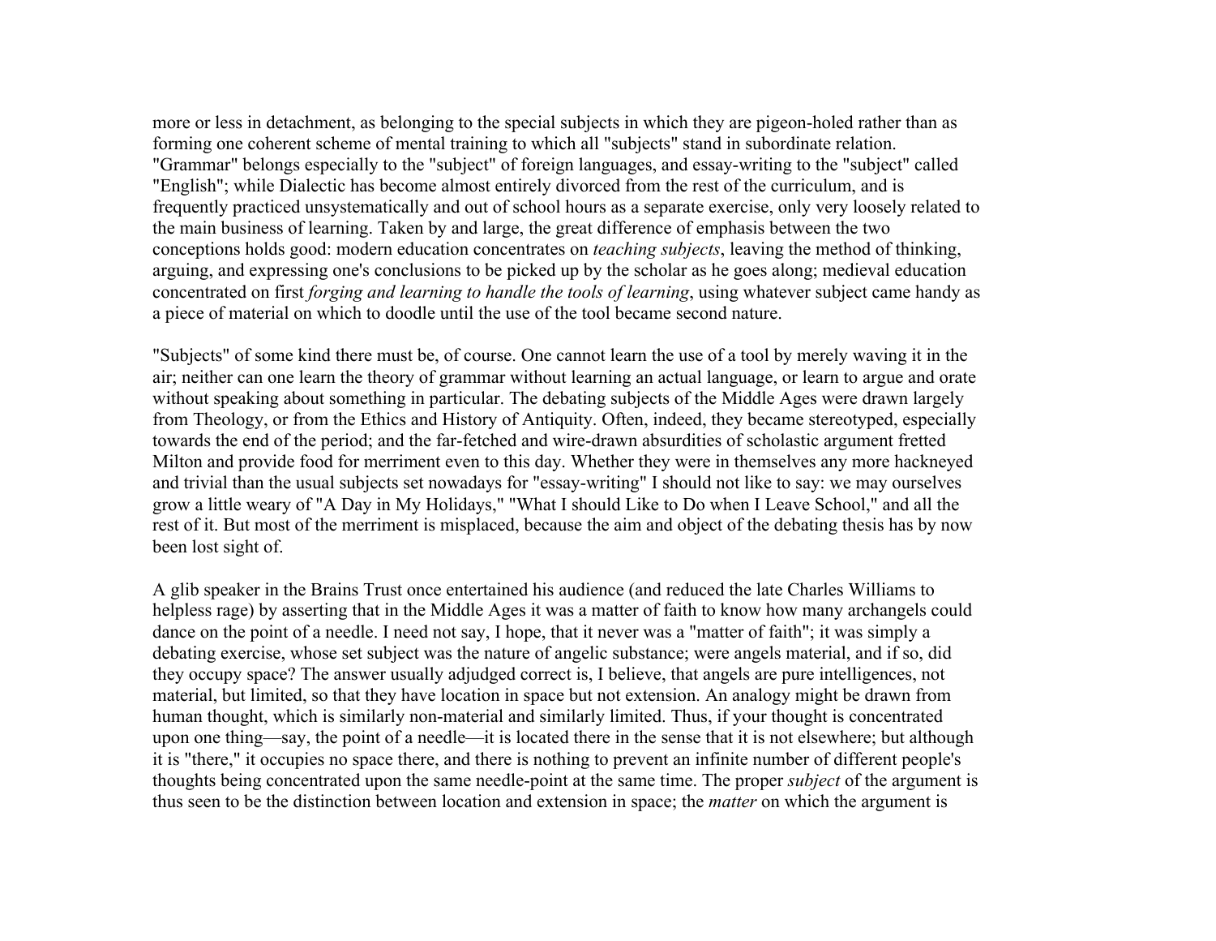more or less in detachment, as belonging to the special subjects in which they are pigeon-holed rather than as forming one coherent scheme of mental training to which all "subjects" stand in subordinate relation. "Grammar" belongs especially to the "subject" of foreign languages, and essay-writing to the "subject" called "English"; while Dialectic has become almost entirely divorced from the rest of the curriculum, and is frequently practiced unsystematically and out of school hours as a separate exercise, only very loosely related to the main business of learning. Taken by and large, the great difference of emphasis between the two conceptions holds good: modern education concentrates on *teaching subjects*, leaving the method of thinking, arguing, and expressing one's conclusions to be picked up by the scholar as he goes along; medieval education concentrated on first *forging and learning to handle the tools of learning*, using whatever subject came handy as a piece of material on which to doodle until the use of the tool became second nature.

"Subjects" of some kind there must be, of course. One cannot learn the use of a tool by merely waving it in the air; neither can one learn the theory of grammar without learning an actual language, or learn to argue and orate without speaking about something in particular. The debating subjects of the Middle Ages were drawn largely from Theology, or from the Ethics and History of Antiquity. Often, indeed, they became stereotyped, especially towards the end of the period; and the far-fetched and wire-drawn absurdities of scholastic argument fretted Milton and provide food for merriment even to this day. Whether they were in themselves any more hackneyed and trivial than the usual subjects set nowadays for "essay-writing" I should not like to say: we may ourselves grow a little weary of "A Day in My Holidays," "What I should Like to Do when I Leave School," and all the rest of it. But most of the merriment is misplaced, because the aim and object of the debating thesis has by now been lost sight of.

A glib speaker in the Brains Trust once entertained his audience (and reduced the late Charles Williams to helpless rage) by asserting that in the Middle Ages it was a matter of faith to know how many archangels could dance on the point of a needle. I need not say, I hope, that it never was a "matter of faith"; it was simply a debating exercise, whose set subject was the nature of angelic substance; were angels material, and if so, did they occupy space? The answer usually adjudged correct is, I believe, that angels are pure intelligences, not material, but limited, so that they have location in space but not extension. An analogy might be drawn from human thought, which is similarly non-material and similarly limited. Thus, if your thought is concentrated upon one thing—say, the point of a needle—it is located there in the sense that it is not elsewhere; but although it is "there," it occupies no space there, and there is nothing to prevent an infinite number of different people's thoughts being concentrated upon the same needle-point at the same time. The proper *subject* of the argument is thus seen to be the distinction between location and extension in space; the *matter* on which the argument is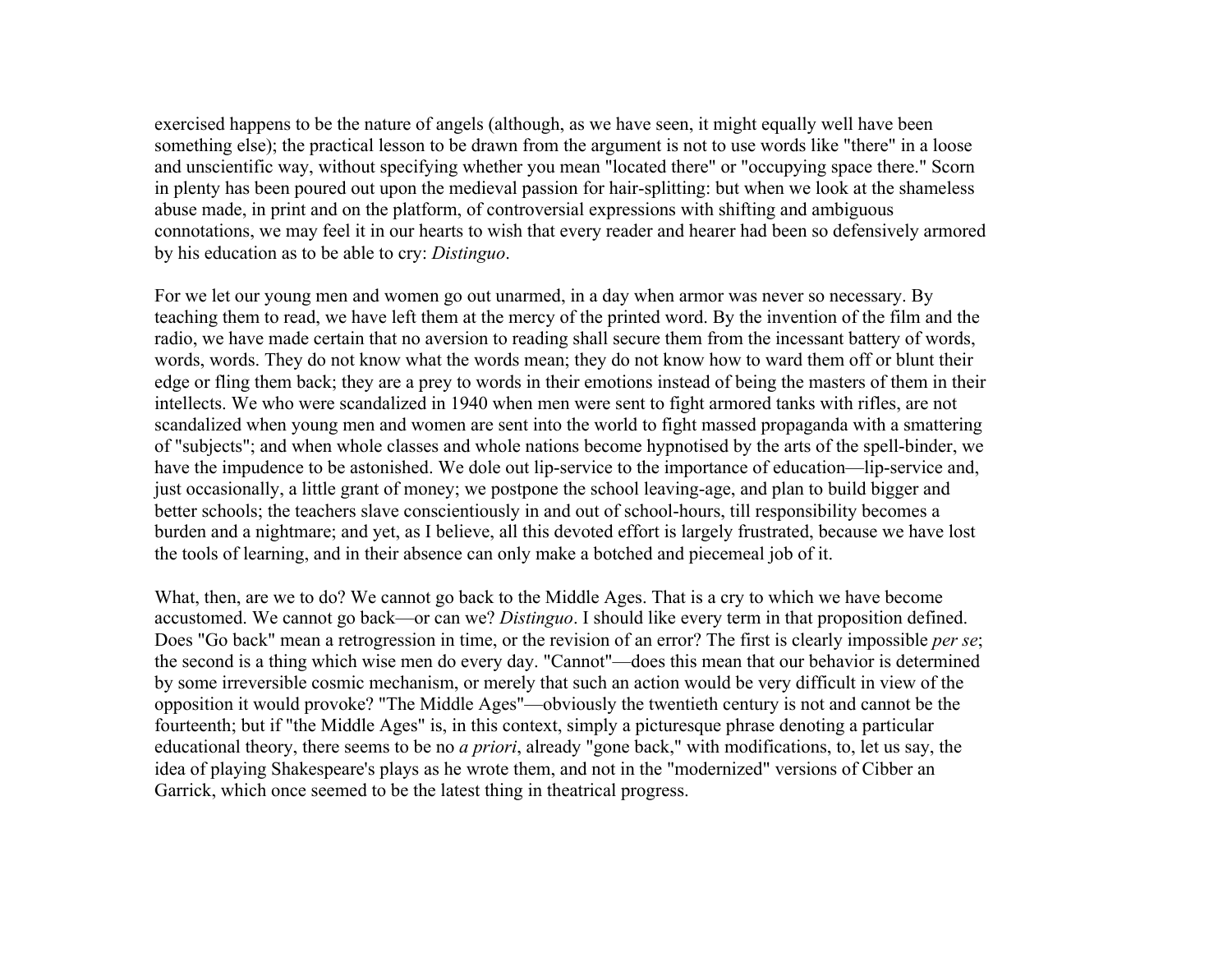exercised happens to be the nature of angels (although, as we have seen, it might equally well have been something else); the practical lesson to be drawn from the argument is not to use words like "there" in a loose and unscientific way, without specifying whether you mean "located there" or "occupying space there." Scorn in plenty has been poured out upon the medieval passion for hair-splitting: but when we look at the shameless abuse made, in print and on the platform, of controversial expressions with shifting and ambiguous connotations, we may feel it in our hearts to wish that every reader and hearer had been so defensively armored by his education as to be able to cry: *Distinguo*.

For we let our young men and women go out unarmed, in a day when armor was never so necessary. By teaching them to read, we have left them at the mercy of the printed word. By the invention of the film and the radio, we have made certain that no aversion to reading shall secure them from the incessant battery of words, words, words. They do not know what the words mean; they do not know how to ward them off or blunt their edge or fling them back; they are a prey to words in their emotions instead of being the masters of them in their intellects. We who were scandalized in 1940 when men were sent to fight armored tanks with rifles, are not scandalized when young men and women are sent into the world to fight massed propaganda with a smattering of "subjects"; and when whole classes and whole nations become hypnotised by the arts of the spell-binder, we have the impudence to be astonished. We dole out lip-service to the importance of education—lip-service and, just occasionally, a little grant of money; we postpone the school leaving-age, and plan to build bigger and better schools; the teachers slave conscientiously in and out of school-hours, till responsibility becomes a burden and a nightmare; and yet, as I believe, all this devoted effort is largely frustrated, because we have lost the tools of learning, and in their absence can only make a botched and piecemeal job of it.

What, then, are we to do? We cannot go back to the Middle Ages. That is a cry to which we have become accustomed. We cannot go back—or can we? *Distinguo*. I should like every term in that proposition defined. Does "Go back" mean a retrogression in time, or the revision of an error? The first is clearly impossible *per se*; the second is a thing which wise men do every day. "Cannot"—does this mean that our behavior is determined by some irreversible cosmic mechanism, or merely that such an action would be very difficult in view of the opposition it would provoke? "The Middle Ages"—obviously the twentieth century is not and cannot be the fourteenth; but if "the Middle Ages" is, in this context, simply a picturesque phrase denoting a particular educational theory, there seems to be no *a priori*, already "gone back," with modifications, to, let us say, the idea of playing Shakespeare's plays as he wrote them, and not in the "modernized" versions of Cibber an Garrick, which once seemed to be the latest thing in theatrical progress.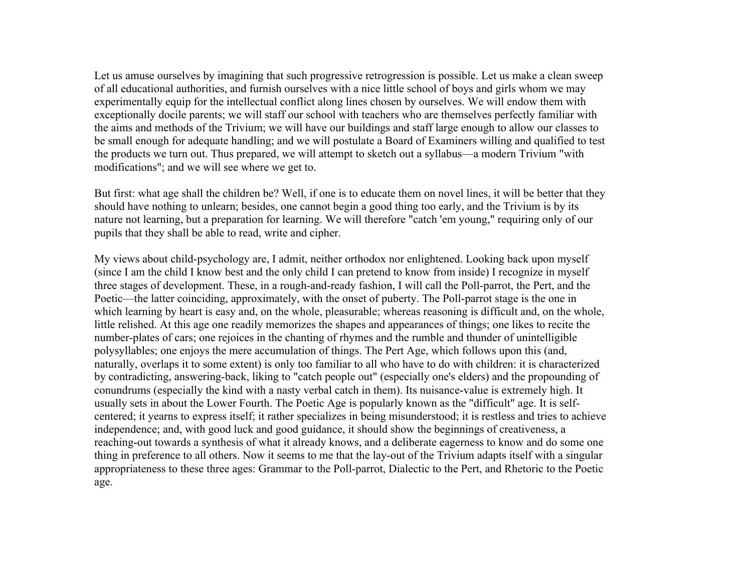Let us amuse ourselves by imagining that such progressive retrogression is possible. Let us make a clean sweep of all educational authorities, and furnish ourselves with a nice little school of boys and girls whom we may experimentally equip for the intellectual conflict along lines chosen by ourselves. We will endow them with exceptionally docile parents; we will staff our school with teachers who are themselves perfectly familiar with the aims and methods of the Trivium; we will have our buildings and staff large enough to allow our classes to be small enough for adequate handling; and we will postulate a Board of Examiners willing and qualified to test the products we turn out. Thus prepared, we will attempt to sketch out a syllabus—a modern Trivium "with modifications"; and we will see where we get to.

But first: what age shall the children be? Well, if one is to educate them on novel lines, it will be better that they should have nothing to unlearn; besides, one cannot begin a good thing too early, and the Trivium is by its nature not learning, but a preparation for learning. We will therefore "catch 'em young," requiring only of our pupils that they shall be able to read, write and cipher.

My views about child-psychology are, I admit, neither orthodox nor enlightened. Looking back upon myself (since I am the child I know best and the only child I can pretend to know from inside) I recognize in myself three stages of development. These, in a rough-and-ready fashion, I will call the Poll-parrot, the Pert, and the Poetic—the latter coinciding, approximately, with the onset of puberty. The Poll-parrot stage is the one in which learning by heart is easy and, on the whole, pleasurable; whereas reasoning is difficult and, on the whole, little relished. At this age one readily memorizes the shapes and appearances of things; one likes to recite the number-plates of cars; one rejoices in the chanting of rhymes and the rumble and thunder of unintelligible polysyllables; one enjoys the mere accumulation of things. The Pert Age, which follows upon this (and, naturally, overlaps it to some extent) is only too familiar to all who have to do with children: it is characterized by contradicting, answering-back, liking to "catch people out" (especially one's elders) and the propounding of conundrums (especially the kind with a nasty verbal catch in them). Its nuisance-value is extremely high. It usually sets in about the Lower Fourth. The Poetic Age is popularly known as the "difficult" age. It is self-centered; it yearns to express itself; it rather specializes in being misunderstood; it is restless and tries to achieve independence; and, with good luck and good guidance, it should show the beginnings of creativeness, a reaching-out towards a synthesis of what it already knows, and a deliberate eagerness to know and do some one thing in preference to all others. Now it seems to me that the lay-out of the Trivium adapts itself with a singular appropriateness to these three ages: Grammar to the Poll-parrot, Dialectic to the Pert, and Rhetoric to the Poetic age.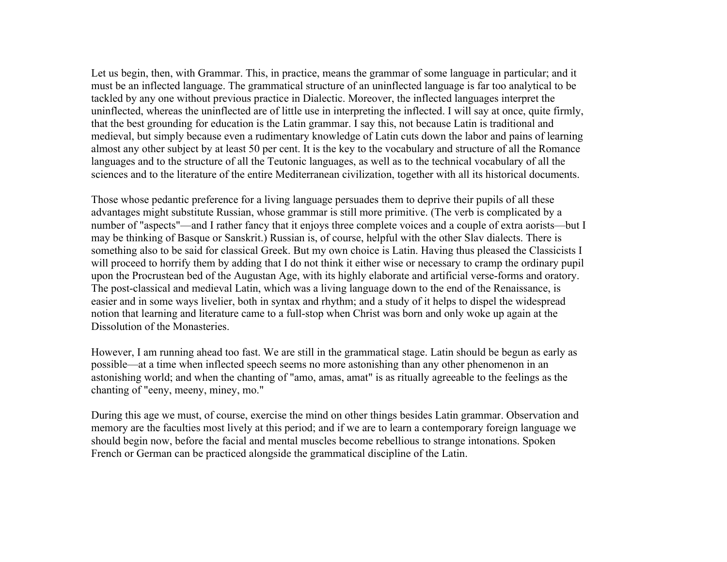Let us begin, then, with Grammar. This, in practice, means the grammar of some language in particular; and it must be an inflected language. The grammatical structure of an uninflected language is far too analytical to be tackled by any one without previous practice in Dialectic. Moreover, the inflected languages interpret the uninflected, whereas the uninflected are of little use in interpreting the inflected. I will say at once, quite firmly, that the best grounding for education is the Latin grammar. I say this, not because Latin is traditional and medieval, but simply because even a rudimentary knowledge of Latin cuts down the labor and pains of learning almost any other subject by at least 50 per cent. It is the key to the vocabulary and structure of all the Romance languages and to the structure of all the Teutonic languages, as well as to the technical vocabulary of all the sciences and to the literature of the entire Mediterranean civilization, together with all its historical documents.

Those whose pedantic preference for a living language persuades them to deprive their pupils of all these advantages might substitute Russian, whose grammar is still more primitive. (The verb is complicated by a number of "aspects"—and I rather fancy that it enjoys three complete voices and a couple of extra aorists—but I may be thinking of Basque or Sanskrit.) Russian is, of course, helpful with the other Slav dialects. There is something also to be said for classical Greek. But my own choice is Latin. Having thus pleased the Classicists I will proceed to horrify them by adding that I do not think it either wise or necessary to cramp the ordinary pupil upon the Procrustean bed of the Augustan Age, with its highly elaborate and artificial verse-forms and oratory. The post-classical and medieval Latin, which was a living language down to the end of the Renaissance, is easier and in some ways livelier, both in syntax and rhythm; and a study of it helps to dispel the widespread notion that learning and literature came to a full-stop when Christ was born and only woke up again at the Dissolution of the Monasteries.

However, I am running ahead too fast. We are still in the grammatical stage. Latin should be begun as early as possible—at a time when inflected speech seems no more astonishing than any other phenomenon in an astonishing world; and when the chanting of "amo, amas, amat" is as ritually agreeable to the feelings as the chanting of "eeny, meeny, miney, mo."

During this age we must, of course, exercise the mind on other things besides Latin grammar. Observation and memory are the faculties most lively at this period; and if we are to learn a contemporary foreign language we should begin now, before the facial and mental muscles become rebellious to strange intonations. Spoken French or German can be practiced alongside the grammatical discipline of the Latin.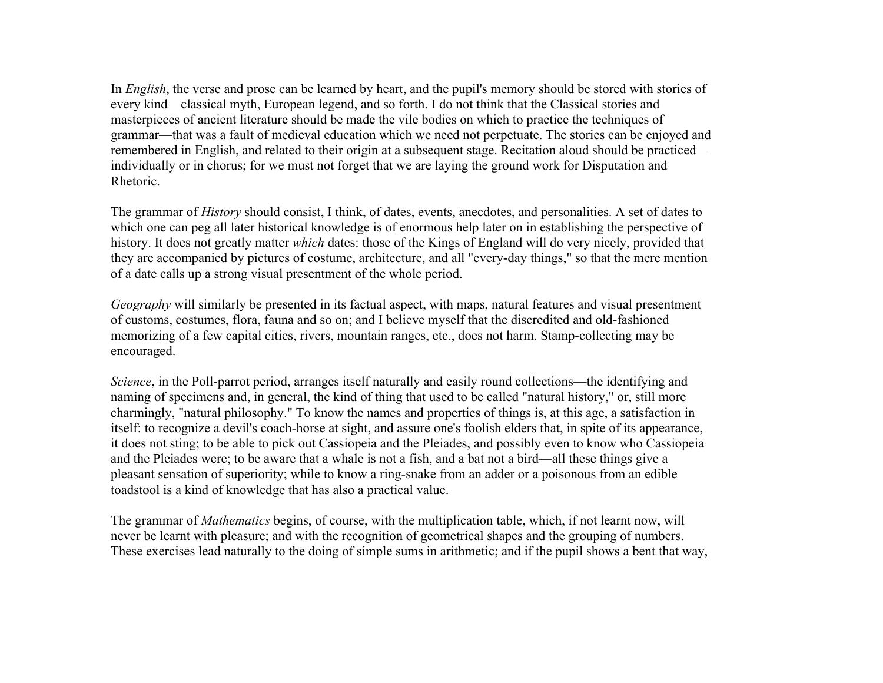In *English*, the verse and prose can be learned by heart, and the pupil's memory should be stored with stories of every kind—classical myth, European legend, and so forth. I do not think that the Classical stories and masterpieces of ancient literature should be made the vile bodies on which to practice the techniques of grammar—that was a fault of medieval education which we need not perpetuate. The stories can be enjoyed and remembered in English, and related to their origin at a subsequent stage. Recitation aloud should be practiced—individually or in chorus; for we must not forget that we are laying the ground work for Disputation and Rhetoric.

The grammar of *History* should consist, I think, of dates, events, anecdotes, and personalities. A set of dates to which one can peg all later historical knowledge is of enormous help later on in establishing the perspective of history. It does not greatly matter *which* dates: those of the Kings of England will do very nicely, provided that they are accompanied by pictures of costume, architecture, and all "every-day things," so that the mere mention of a date calls up a strong visual presentment of the whole period.

*Geography* will similarly be presented in its factual aspect, with maps, natural features and visual presentment of customs, costumes, flora, fauna and so on; and I believe myself that the discredited and old-fashioned memorizing of a few capital cities, rivers, mountain ranges, etc., does not harm. Stamp-collecting may be encouraged.

*Science*, in the Poll-parrot period, arranges itself naturally and easily round collections—the identifying and naming of specimens and, in general, the kind of thing that used to be called "natural history," or, still more charmingly, "natural philosophy." To know the names and properties of things is, at this age, a satisfaction in itself: to recognize a devil's coach-horse at sight, and assure one's foolish elders that, in spite of its appearance, it does not sting; to be able to pick out Cassiopeia and the Pleiades, and possibly even to know who Cassiopeia and the Pleiades were; to be aware that a whale is not a fish, and a bat not a bird—all these things give a pleasant sensation of superiority; while to know a ring-snake from an adder or a poisonous from an edible toadstool is a kind of knowledge that has also a practical value.

The grammar of *Mathematics* begins, of course, with the multiplication table, which, if not learnt now, will never be learnt with pleasure; and with the recognition of geometrical shapes and the grouping of numbers. These exercises lead naturally to the doing of simple sums in arithmetic; and if the pupil shows a bent that way,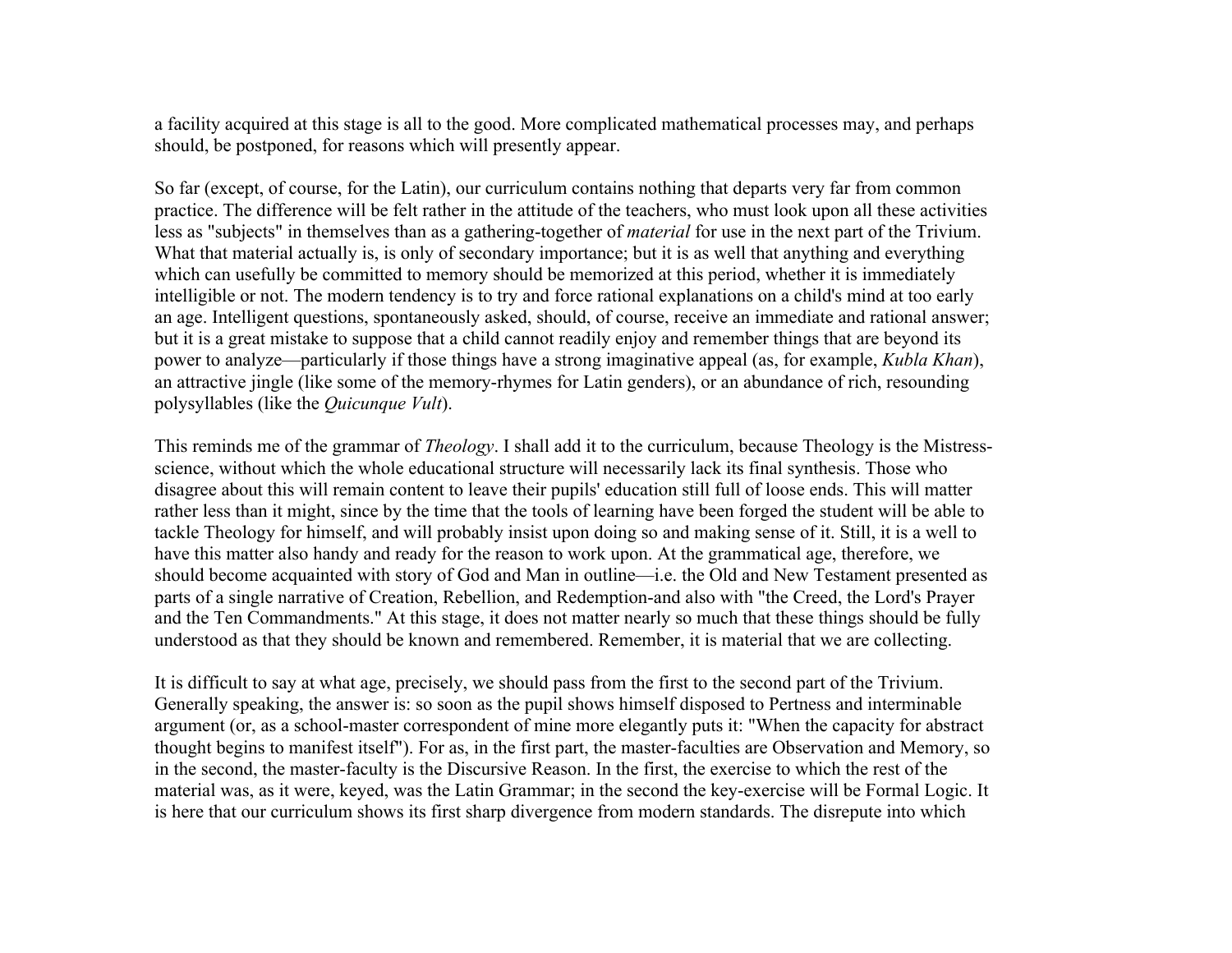a facility acquired at this stage is all to the good. More complicated mathematical processes may, and perhaps should, be postponed, for reasons which will presently appear.

So far (except, of course, for the Latin), our curriculum contains nothing that departs very far from common practice. The difference will be felt rather in the attitude of the teachers, who must look upon all these activities less as "subjects" in themselves than as a gathering-together of *material* for use in the next part of the Trivium. What that material actually is, is only of secondary importance; but it is as well that anything and everything which can usefully be committed to memory should be memorized at this period, whether it is immediately intelligible or not. The modern tendency is to try and force rational explanations on a child's mind at too early an age. Intelligent questions, spontaneously asked, should, of course, receive an immediate and rational answer; but it is a great mistake to suppose that a child cannot readily enjoy and remember things that are beyond its power to analyze—particularly if those things have a strong imaginative appeal (as, for example, *Kubla Khan*), an attractive jingle (like some of the memory-rhymes for Latin genders), or an abundance of rich, resounding polysyllables (like the *Quicunque Vult*).

This reminds me of the grammar of *Theology*. I shall add it to the curriculum, because Theology is the Mistress-science, without which the whole educational structure will necessarily lack its final synthesis. Those who disagree about this will remain content to leave their pupils' education still full of loose ends. This will matter rather less than it might, since by the time that the tools of learning have been forged the student will be able to tackle Theology for himself, and will probably insist upon doing so and making sense of it. Still, it is a well to have this matter also handy and ready for the reason to work upon. At the grammatical age, therefore, we should become acquainted with story of God and Man in outline—i.e. the Old and New Testament presented as parts of a single narrative of Creation, Rebellion, and Redemption-and also with "the Creed, the Lord's Prayer and the Ten Commandments." At this stage, it does not matter nearly so much that these things should be fully understood as that they should be known and remembered. Remember, it is material that we are collecting.

It is difficult to say at what age, precisely, we should pass from the first to the second part of the Trivium. Generally speaking, the answer is: so soon as the pupil shows himself disposed to Pertness and interminable argument (or, as a school-master correspondent of mine more elegantly puts it: "When the capacity for abstract thought begins to manifest itself"). For as, in the first part, the master-faculties are Observation and Memory, so in the second, the master-faculty is the Discursive Reason. In the first, the exercise to which the rest of the material was, as it were, keyed, was the Latin Grammar; in the second the key-exercise will be Formal Logic. It is here that our curriculum shows its first sharp divergence from modern standards. The disrepute into which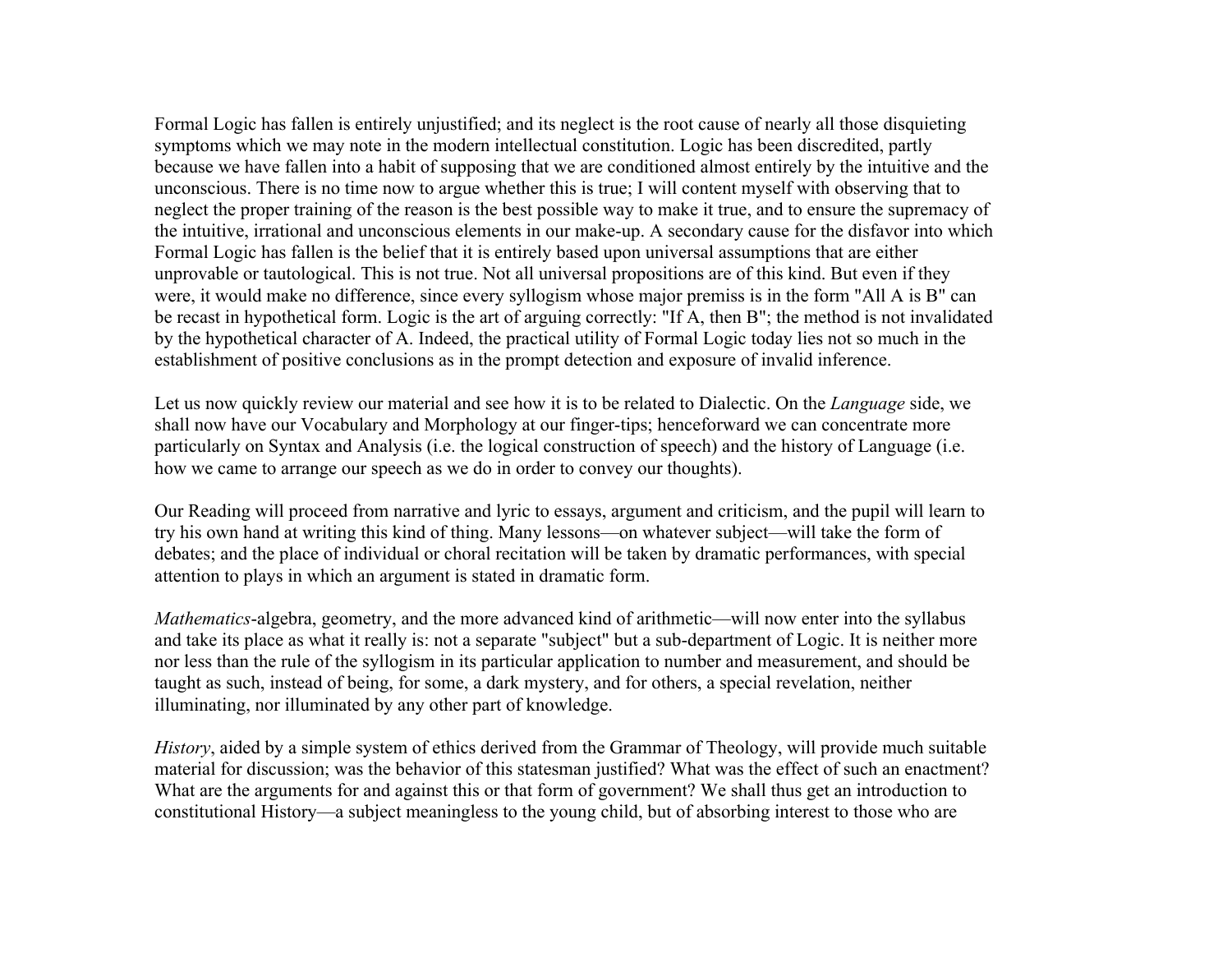Formal Logic has fallen is entirely unjustified; and its neglect is the root cause of nearly all those disquieting symptoms which we may note in the modern intellectual constitution. Logic has been discredited, partly because we have fallen into a habit of supposing that we are conditioned almost entirely by the intuitive and the unconscious. There is no time now to argue whether this is true; I will content myself with observing that to neglect the proper training of the reason is the best possible way to make it true, and to ensure the supremacy of the intuitive, irrational and unconscious elements in our make-up. A secondary cause for the disfavor into which Formal Logic has fallen is the belief that it is entirely based upon universal assumptions that are either unprovable or tautological. This is not true. Not all universal propositions are of this kind. But even if they were, it would make no difference, since every syllogism whose major premiss is in the form "All A is B" can be recast in hypothetical form. Logic is the art of arguing correctly: "If A, then B"; the method is not invalidated by the hypothetical character of A. Indeed, the practical utility of Formal Logic today lies not so much in the establishment of positive conclusions as in the prompt detection and exposure of invalid inference.

Let us now quickly review our material and see how it is to be related to Dialectic. On the *Language* side, we shall now have our Vocabulary and Morphology at our finger-tips; henceforward we can concentrate more particularly on Syntax and Analysis (i.e. the logical construction of speech) and the history of Language (i.e. how we came to arrange our speech as we do in order to convey our thoughts).

Our Reading will proceed from narrative and lyric to essays, argument and criticism, and the pupil will learn to try his own hand at writing this kind of thing. Many lessons—on whatever subject—will take the form of debates; and the place of individual or choral recitation will be taken by dramatic performances, with special attention to plays in which an argument is stated in dramatic form.

*Mathematics*-algebra, geometry, and the more advanced kind of arithmetic—will now enter into the syllabus and take its place as what it really is: not a separate "subject" but a sub-department of Logic. It is neither more nor less than the rule of the syllogism in its particular application to number and measurement, and should be taught as such, instead of being, for some, a dark mystery, and for others, a special revelation, neither illuminating, nor illuminated by any other part of knowledge.

*History*, aided by a simple system of ethics derived from the Grammar of Theology, will provide much suitable material for discussion; was the behavior of this statesman justified? What was the effect of such an enactment? What are the arguments for and against this or that form of government? We shall thus get an introduction to constitutional History—a subject meaningless to the young child, but of absorbing interest to those who are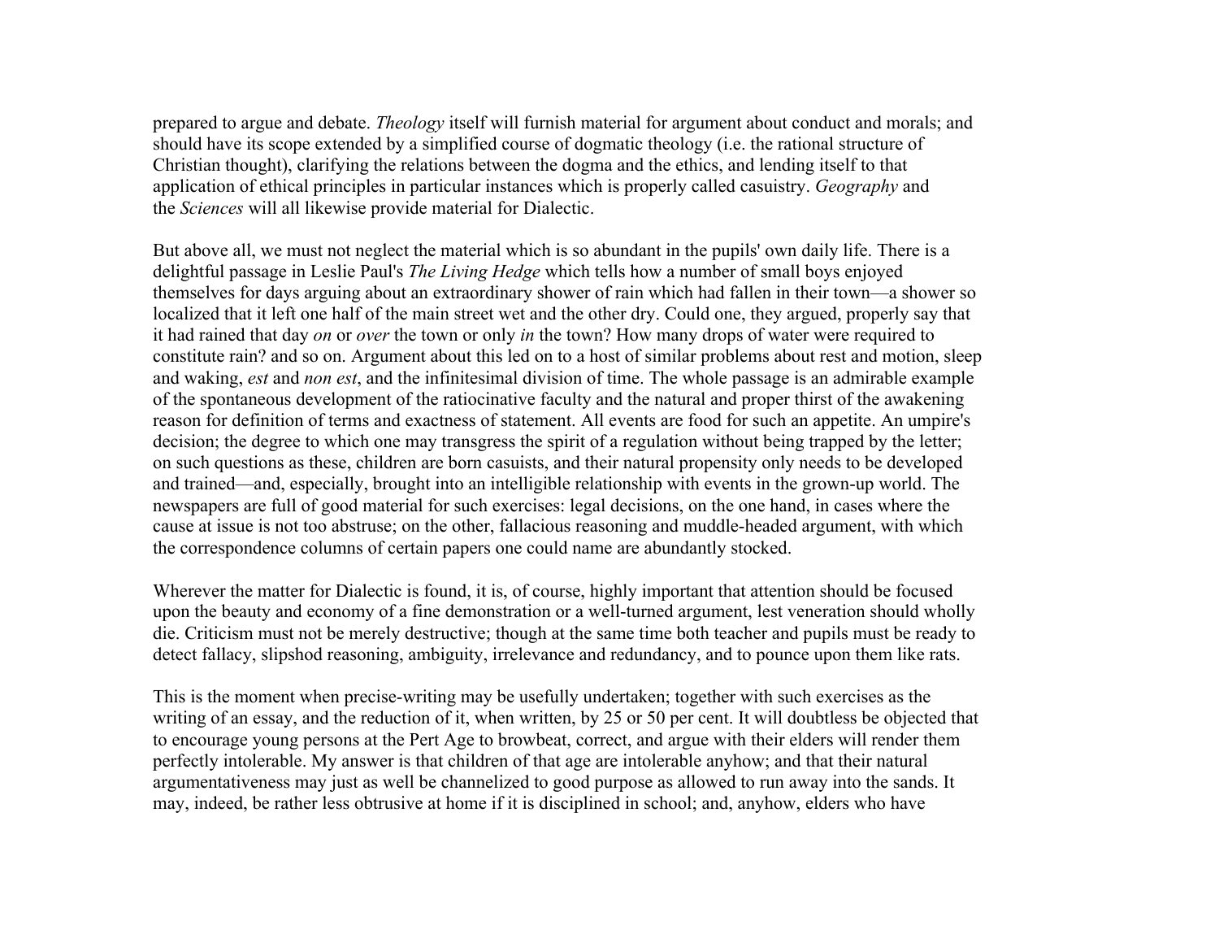prepared to argue and debate. *Theology* itself will furnish material for argument about conduct and morals; and should have its scope extended by a simplified course of dogmatic theology (i.e. the rational structure of Christian thought), clarifying the relations between the dogma and the ethics, and lending itself to that application of ethical principles in particular instances which is properly called casuistry. *Geography* and the *Sciences* will all likewise provide material for Dialectic.

But above all, we must not neglect the material which is so abundant in the pupils' own daily life. There is a delightful passage in Leslie Paul's *The Living Hedge* which tells how a number of small boys enjoyed themselves for days arguing about an extraordinary shower of rain which had fallen in their town—a shower so localized that it left one half of the main street wet and the other dry. Could one, they argued, properly say that it had rained that day *on* or *over* the town or only *in* the town? How many drops of water were required to constitute rain? and so on. Argument about this led on to a host of similar problems about rest and motion, sleep and waking, *est* and *non est*, and the infinitesimal division of time. The whole passage is an admirable example of the spontaneous development of the ratiocinative faculty and the natural and proper thirst of the awakening reason for definition of terms and exactness of statement. All events are food for such an appetite. An umpire's decision; the degree to which one may transgress the spirit of a regulation without being trapped by the letter; on such questions as these, children are born casuists, and their natural propensity only needs to be developed and trained—and, especially, brought into an intelligible relationship with events in the grown-up world. The newspapers are full of good material for such exercises: legal decisions, on the one hand, in cases where the cause at issue is not too abstruse; on the other, fallacious reasoning and muddle-headed argument, with which the correspondence columns of certain papers one could name are abundantly stocked.

Wherever the matter for Dialectic is found, it is, of course, highly important that attention should be focused upon the beauty and economy of a fine demonstration or a well-turned argument, lest veneration should wholly die. Criticism must not be merely destructive; though at the same time both teacher and pupils must be ready to detect fallacy, slipshod reasoning, ambiguity, irrelevance and redundancy, and to pounce upon them like rats.

This is the moment when precise-writing may be usefully undertaken; together with such exercises as the writing of an essay, and the reduction of it, when written, by 25 or 50 per cent. It will doubtless be objected that to encourage young persons at the Pert Age to browbeat, correct, and argue with their elders will render them perfectly intolerable. My answer is that children of that age are intolerable anyhow; and that their natural argumentativeness may just as well be channelized to good purpose as allowed to run away into the sands. It may, indeed, be rather less obtrusive at home if it is disciplined in school; and, anyhow, elders who have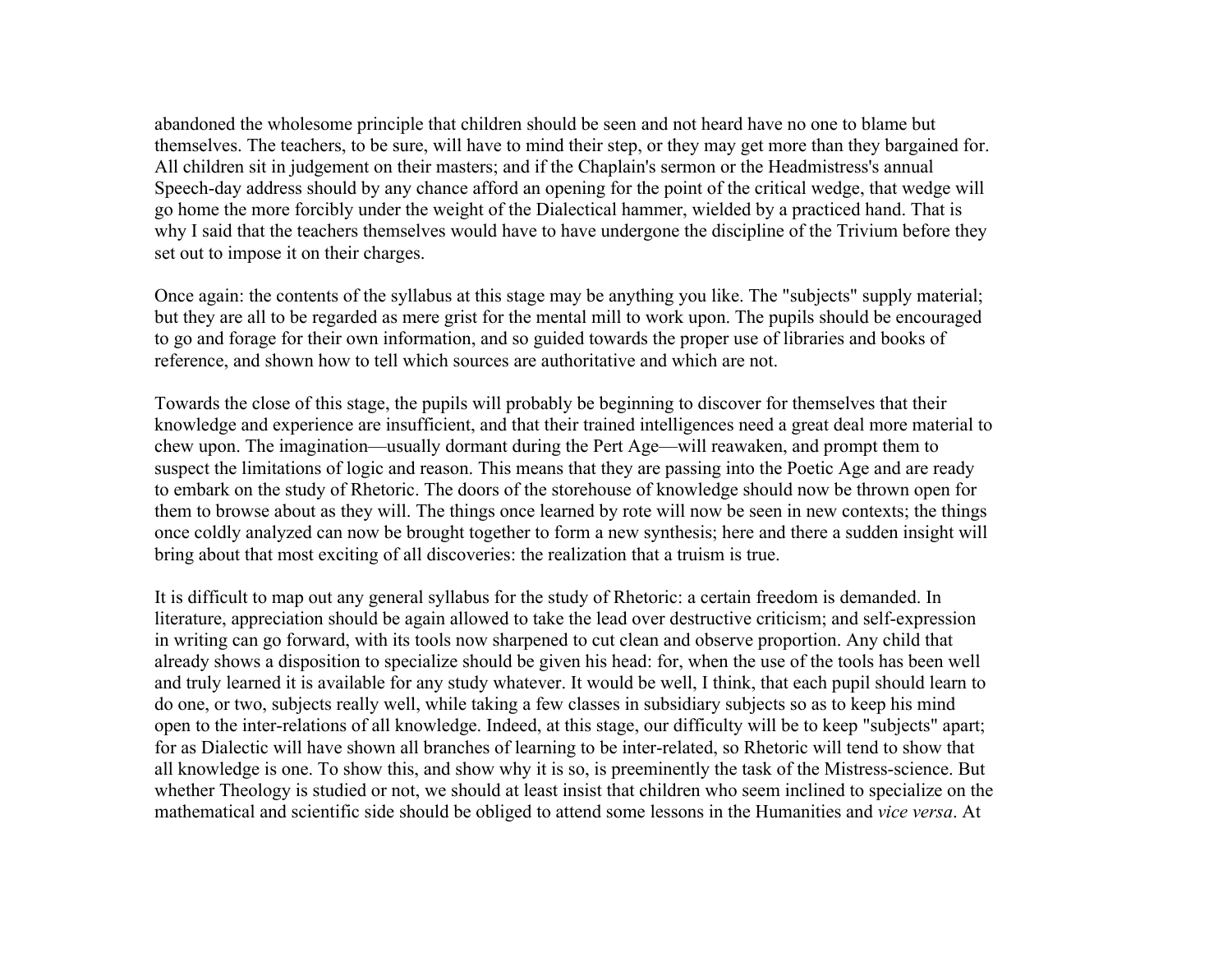abandoned the wholesome principle that children should be seen and not heard have no one to blame but themselves. The teachers, to be sure, will have to mind their step, or they may get more than they bargained for. All children sit in judgement on their masters; and if the Chaplain's sermon or the Headmistress's annual Speech-day address should by any chance afford an opening for the point of the critical wedge, that wedge will go home the more forcibly under the weight of the Dialectical hammer, wielded by a practiced hand. That is why I said that the teachers themselves would have to have undergone the discipline of the Trivium before they set out to impose it on their charges.

Once again: the contents of the syllabus at this stage may be anything you like. The "subjects" supply material; but they are all to be regarded as mere grist for the mental mill to work upon. The pupils should be encouraged to go and forage for their own information, and so guided towards the proper use of libraries and books of reference, and shown how to tell which sources are authoritative and which are not.

Towards the close of this stage, the pupils will probably be beginning to discover for themselves that their knowledge and experience are insufficient, and that their trained intelligences need a great deal more material to chew upon. The imagination—usually dormant during the Pert Age—will reawaken, and prompt them to suspect the limitations of logic and reason. This means that they are passing into the Poetic Age and are ready to embark on the study of Rhetoric. The doors of the storehouse of knowledge should now be thrown open for them to browse about as they will. The things once learned by rote will now be seen in new contexts; the things once coldly analyzed can now be brought together to form a new synthesis; here and there a sudden insight will bring about that most exciting of all discoveries: the realization that a truism is true.

It is difficult to map out any general syllabus for the study of Rhetoric: a certain freedom is demanded. In literature, appreciation should be again allowed to take the lead over destructive criticism; and self-expression in writing can go forward, with its tools now sharpened to cut clean and observe proportion. Any child that already shows a disposition to specialize should be given his head: for, when the use of the tools has been well and truly learned it is available for any study whatever. It would be well, I think, that each pupil should learn to do one, or two, subjects really well, while taking a few classes in subsidiary subjects so as to keep his mind open to the inter-relations of all knowledge. Indeed, at this stage, our difficulty will be to keep "subjects" apart; for as Dialectic will have shown all branches of learning to be inter-related, so Rhetoric will tend to show that all knowledge is one. To show this, and show why it is so, is preeminently the task of the Mistress-science. But whether Theology is studied or not, we should at least insist that children who seem inclined to specialize on the mathematical and scientific side should be obliged to attend some lessons in the Humanities and *vice versa*. At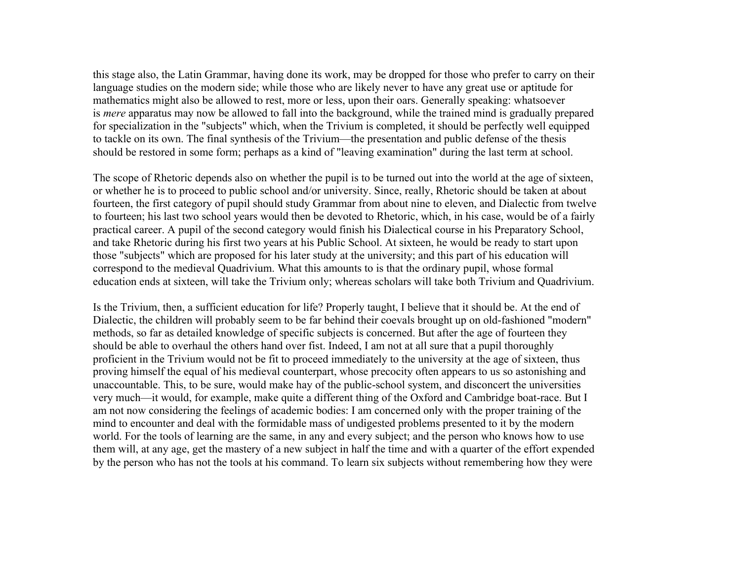this stage also, the Latin Grammar, having done its work, may be dropped for those who prefer to carry on their language studies on the modern side; while those who are likely never to have any great use or aptitude for mathematics might also be allowed to rest, more or less, upon their oars. Generally speaking: whatsoever is *mere* apparatus may now be allowed to fall into the background, while the trained mind is gradually prepared for specialization in the "subjects" which, when the Trivium is completed, it should be perfectly well equipped to tackle on its own. The final synthesis of the Trivium—the presentation and public defense of the thesis should be restored in some form; perhaps as a kind of "leaving examination" during the last term at school.

The scope of Rhetoric depends also on whether the pupil is to be turned out into the world at the age of sixteen, or whether he is to proceed to public school and/or university. Since, really, Rhetoric should be taken at about fourteen, the first category of pupil should study Grammar from about nine to eleven, and Dialectic from twelve to fourteen; his last two school years would then be devoted to Rhetoric, which, in his case, would be of a fairly practical career. A pupil of the second category would finish his Dialectical course in his Preparatory School, and take Rhetoric during his first two years at his Public School. At sixteen, he would be ready to start upon those "subjects" which are proposed for his later study at the university; and this part of his education will correspond to the medieval Quadrivium. What this amounts to is that the ordinary pupil, whose formal education ends at sixteen, will take the Trivium only; whereas scholars will take both Trivium and Quadrivium.

Is the Trivium, then, a sufficient education for life? Properly taught, I believe that it should be. At the end of Dialectic, the children will probably seem to be far behind their coevals brought up on old-fashioned "modern" methods, so far as detailed knowledge of specific subjects is concerned. But after the age of fourteen they should be able to overhaul the others hand over fist. Indeed, I am not at all sure that a pupil thoroughly proficient in the Trivium would not be fit to proceed immediately to the university at the age of sixteen, thus proving himself the equal of his medieval counterpart, whose precocity often appears to us so astonishing and unaccountable. This, to be sure, would make hay of the public-school system, and disconcert the universities very much—it would, for example, make quite a different thing of the Oxford and Cambridge boat-race. But I am not now considering the feelings of academic bodies: I am concerned only with the proper training of the mind to encounter and deal with the formidable mass of undigested problems presented to it by the modern world. For the tools of learning are the same, in any and every subject; and the person who knows how to use them will, at any age, get the mastery of a new subject in half the time and with a quarter of the effort expended by the person who has not the tools at his command. To learn six subjects without remembering how they were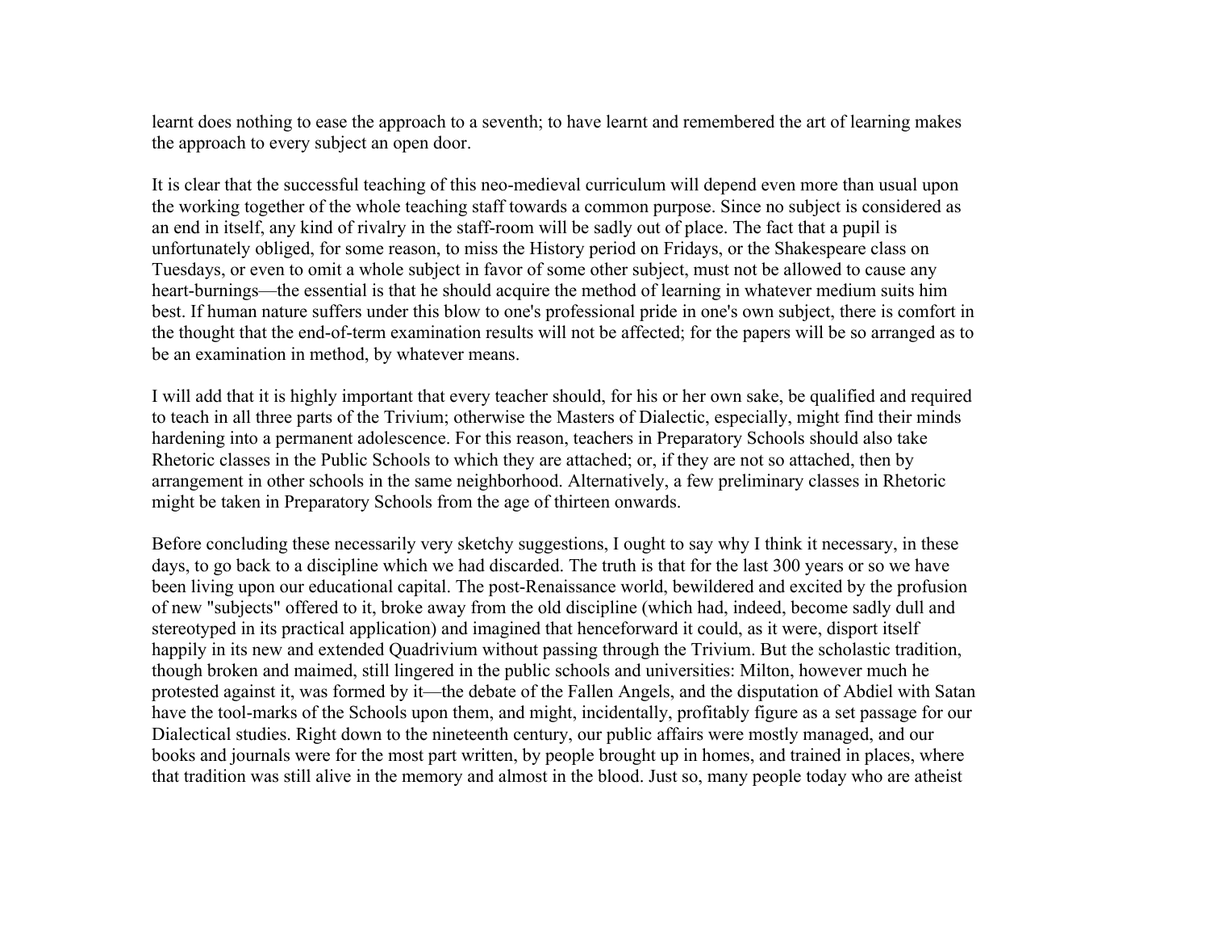learnt does nothing to ease the approach to a seventh; to have learnt and remembered the art of learning makes the approach to every subject an open door.

It is clear that the successful teaching of this neo-medieval curriculum will depend even more than usual upon the working together of the whole teaching staff towards a common purpose. Since no subject is considered as an end in itself, any kind of rivalry in the staff-room will be sadly out of place. The fact that a pupil is unfortunately obliged, for some reason, to miss the History period on Fridays, or the Shakespeare class on Tuesdays, or even to omit a whole subject in favor of some other subject, must not be allowed to cause any heart-burnings—the essential is that he should acquire the method of learning in whatever medium suits him best. If human nature suffers under this blow to one's professional pride in one's own subject, there is comfort in the thought that the end-of-term examination results will not be affected; for the papers will be so arranged as to be an examination in method, by whatever means.

I will add that it is highly important that every teacher should, for his or her own sake, be qualified and required to teach in all three parts of the Trivium; otherwise the Masters of Dialectic, especially, might find their minds hardening into a permanent adolescence. For this reason, teachers in Preparatory Schools should also take Rhetoric classes in the Public Schools to which they are attached; or, if they are not so attached, then by arrangement in other schools in the same neighborhood. Alternatively, a few preliminary classes in Rhetoric might be taken in Preparatory Schools from the age of thirteen onwards.

Before concluding these necessarily very sketchy suggestions, I ought to say why I think it necessary, in these days, to go back to a discipline which we had discarded. The truth is that for the last 300 years or so we have been living upon our educational capital. The post-Renaissance world, bewildered and excited by the profusion of new "subjects" offered to it, broke away from the old discipline (which had, indeed, become sadly dull and stereotyped in its practical application) and imagined that henceforward it could, as it were, disport itself happily in its new and extended Quadrivium without passing through the Trivium. But the scholastic tradition, though broken and maimed, still lingered in the public schools and universities: Milton, however much he protested against it, was formed by it—the debate of the Fallen Angels, and the disputation of Abdiel with Satan have the tool-marks of the Schools upon them, and might, incidentally, profitably figure as a set passage for our Dialectical studies. Right down to the nineteenth century, our public affairs were mostly managed, and our books and journals were for the most part written, by people brought up in homes, and trained in places, where that tradition was still alive in the memory and almost in the blood. Just so, many people today who are atheist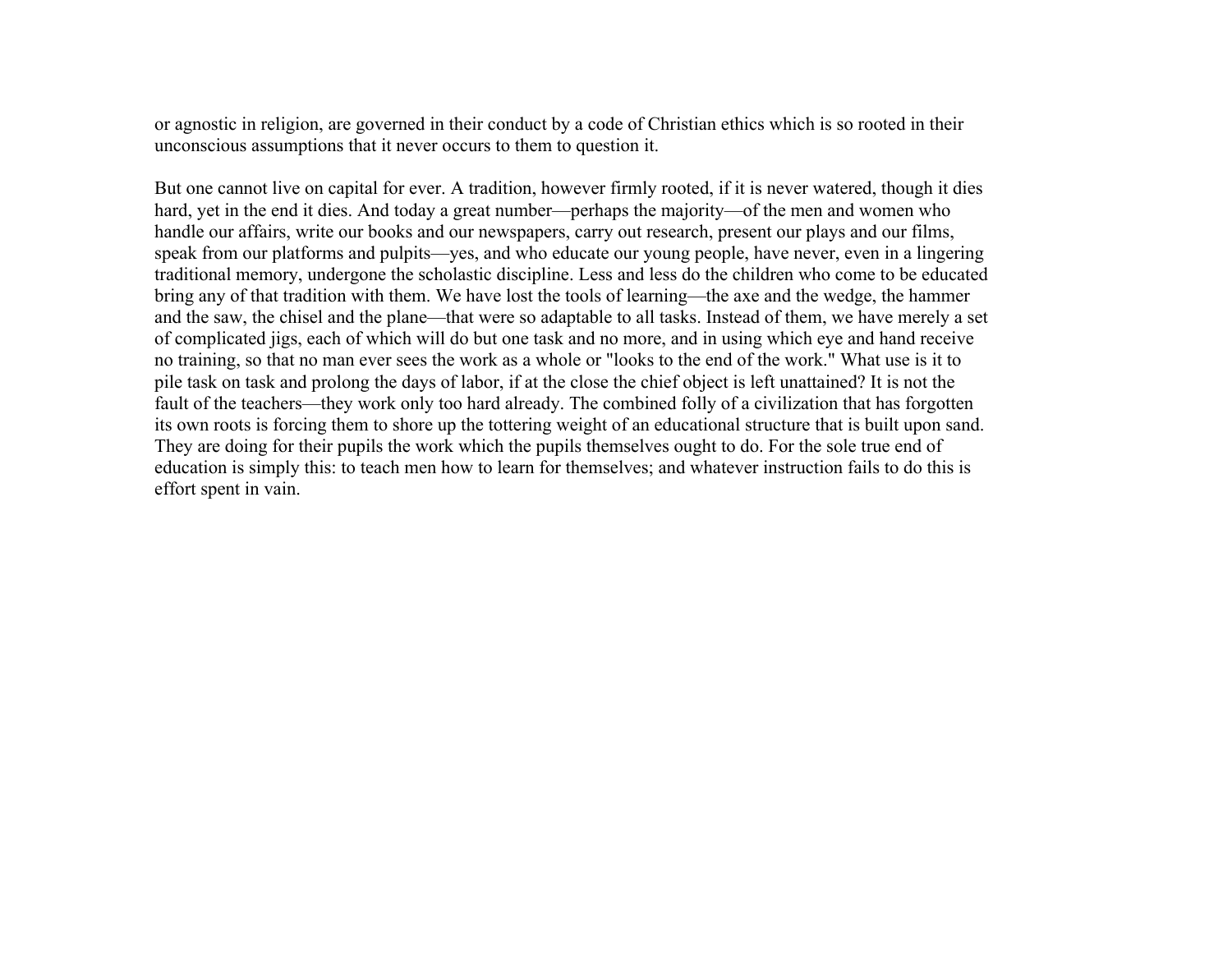or agnostic in religion, are governed in their conduct by a code of Christian ethics which is so rooted in their unconscious assumptions that it never occurs to them to question it.

But one cannot live on capital for ever. A tradition, however firmly rooted, if it is never watered, though it dies hard, yet in the end it dies. And today a great number—perhaps the majority—of the men and women who handle our affairs, write our books and our newspapers, carry out research, present our plays and our films, speak from our platforms and pulpits—yes, and who educate our young people, have never, even in a lingering traditional memory, undergone the scholastic discipline. Less and less do the children who come to be educated bring any of that tradition with them. We have lost the tools of learning—the axe and the wedge, the hammer and the saw, the chisel and the plane—that were so adaptable to all tasks. Instead of them, we have merely a set of complicated jigs, each of which will do but one task and no more, and in using which eye and hand receive no training, so that no man ever sees the work as a whole or "looks to the end of the work." What use is it to pile task on task and prolong the days of labor, if at the close the chief object is left unattained? It is not the fault of the teachers—they work only too hard already. The combined folly of a civilization that has forgotten its own roots is forcing them to shore up the tottering weight of an educational structure that is built upon sand. They are doing for their pupils the work which the pupils themselves ought to do. For the sole true end of education is simply this: to teach men how to learn for themselves; and whatever instruction fails to do this is effort spent in vain.